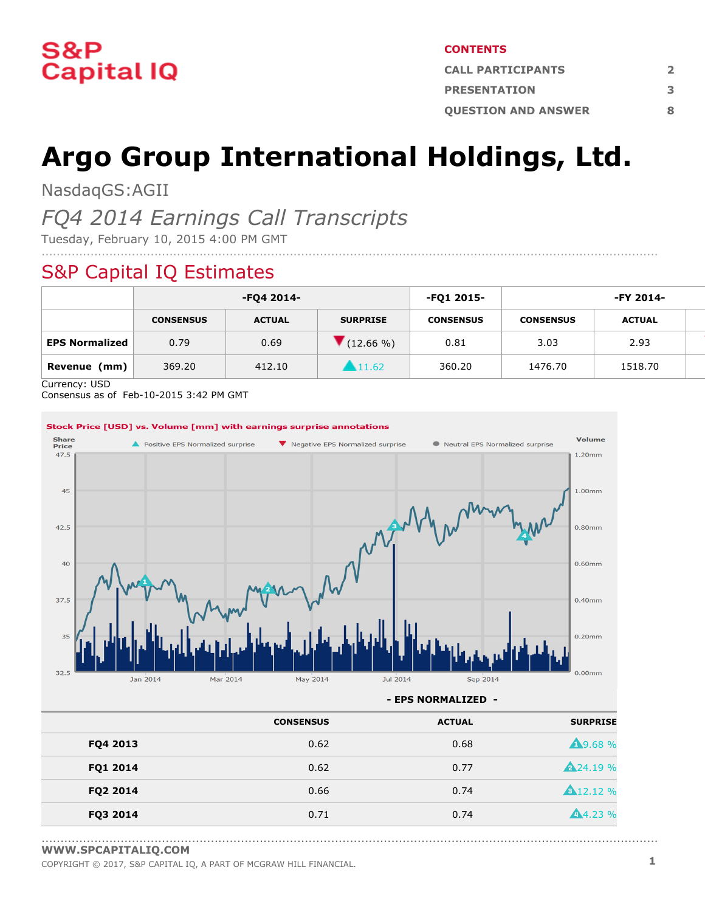# S&P Capital IQ

**CONTENTS**

| | |
|---|---|
| CALL PARTICIPANTS | 2 |
| PRESENTATION | 3 |
| QUESTION AND ANSWER | 8 |

# Argo Group International Holdings, Ltd.

NasdaqGS:AGII

*FQ4 2014 Earnings Call Transcripts*

Tuesday, February 10, 2015 4:00 PM GMT

## S&P Capital IQ Estimates

| | -FQ4 2014- | | | -FQ1 2015- | -FY 2014- | |
|---|---|---|---|---|---|---|
| | CONSENSUS | ACTUAL | SURPRISE | CONSENSUS | CONSENSUS | ACTUAL |
| **EPS Normalized** | 0.79 | 0.69 | ▼ (12.66 %) | 0.81 | 3.03 | 2.93 |
| **Revenue (mm)** | 369.20 | 412.10 | ▲ 11.62 | 360.20 | 1476.70 | 1518.70 |

Currency: USD
Consensus as of Feb-10-2015 3:42 PM GMT

Stock Price [USD] vs. Volume [mm] with earnings surprise annotations

| - EPS NORMALIZED - | CONSENSUS | ACTUAL | SURPRISE |
|---|---|---|---|
| **FQ4 2013** | 0.62 | 0.68 | ▲ 9.68 % |
| **FQ1 2014** | 0.62 | 0.77 | ▲ 24.19 % |
| **FQ2 2014** | 0.66 | 0.74 | ▲ 12.12 % |
| **FQ3 2014** | 0.71 | 0.74 | ▲ 4.23 % |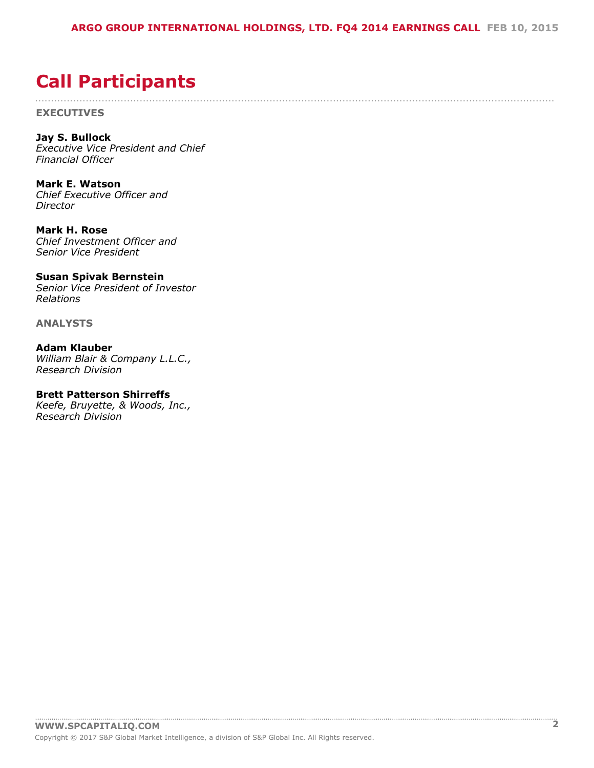# Call Participants

**EXECUTIVES**

**Jay S. Bullock**
*Executive Vice President and Chief Financial Officer*

**Mark E. Watson**
*Chief Executive Officer and Director*

**Mark H. Rose**
*Chief Investment Officer and Senior Vice President*

**Susan Spivak Bernstein**
*Senior Vice President of Investor Relations*

**ANALYSTS**

**Adam Klauber**
*William Blair & Company L.L.C., Research Division*

**Brett Patterson Shirreffs**
*Keefe, Bruyette, & Woods, Inc., Research Division*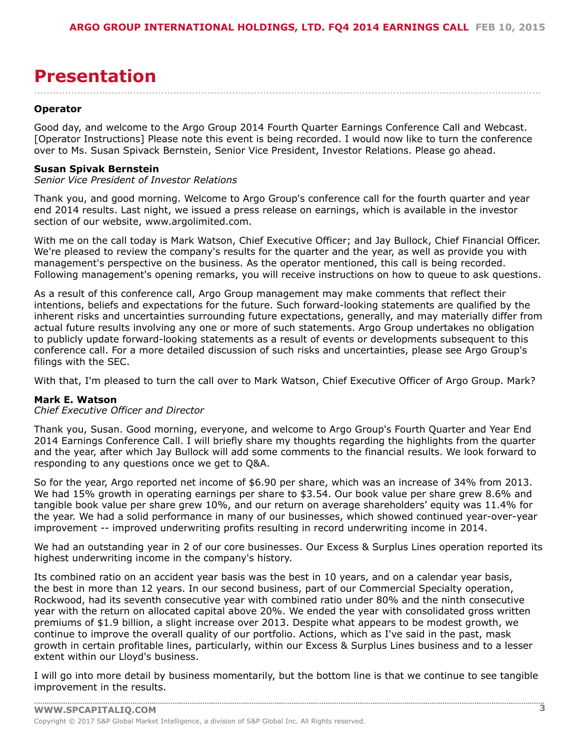# Presentation

**Operator**

Good day, and welcome to the Argo Group 2014 Fourth Quarter Earnings Conference Call and Webcast. [Operator Instructions] Please note this event is being recorded. I would now like to turn the conference over to Ms. Susan Spivack Bernstein, Senior Vice President, Investor Relations. Please go ahead.

**Susan Spivak Bernstein**
*Senior Vice President of Investor Relations*

Thank you, and good morning. Welcome to Argo Group's conference call for the fourth quarter and year end 2014 results. Last night, we issued a press release on earnings, which is available in the investor section of our website, www.argolimited.com.

With me on the call today is Mark Watson, Chief Executive Officer; and Jay Bullock, Chief Financial Officer. We're pleased to review the company's results for the quarter and the year, as well as provide you with management's perspective on the business. As the operator mentioned, this call is being recorded. Following management's opening remarks, you will receive instructions on how to queue to ask questions.

As a result of this conference call, Argo Group management may make comments that reflect their intentions, beliefs and expectations for the future. Such forward-looking statements are qualified by the inherent risks and uncertainties surrounding future expectations, generally, and may materially differ from actual future results involving any one or more of such statements. Argo Group undertakes no obligation to publicly update forward-looking statements as a result of events or developments subsequent to this conference call. For a more detailed discussion of such risks and uncertainties, please see Argo Group's filings with the SEC.

With that, I'm pleased to turn the call over to Mark Watson, Chief Executive Officer of Argo Group. Mark?

**Mark E. Watson**
*Chief Executive Officer and Director*

Thank you, Susan. Good morning, everyone, and welcome to Argo Group's Fourth Quarter and Year End 2014 Earnings Conference Call. I will briefly share my thoughts regarding the highlights from the quarter and the year, after which Jay Bullock will add some comments to the financial results. We look forward to responding to any questions once we get to Q&A.

So for the year, Argo reported net income of $6.90 per share, which was an increase of 34% from 2013. We had 15% growth in operating earnings per share to $3.54. Our book value per share grew 8.6% and tangible book value per share grew 10%, and our return on average shareholders' equity was 11.4% for the year. We had a solid performance in many of our businesses, which showed continued year-over-year improvement -- improved underwriting profits resulting in record underwriting income in 2014.

We had an outstanding year in 2 of our core businesses. Our Excess & Surplus Lines operation reported its highest underwriting income in the company's history.

Its combined ratio on an accident year basis was the best in 10 years, and on a calendar year basis, the best in more than 12 years. In our second business, part of our Commercial Specialty operation, Rockwood, had its seventh consecutive year with combined ratio under 80% and the ninth consecutive year with the return on allocated capital above 20%. We ended the year with consolidated gross written premiums of $1.9 billion, a slight increase over 2013. Despite what appears to be modest growth, we continue to improve the overall quality of our portfolio. Actions, which as I've said in the past, mask growth in certain profitable lines, particularly, within our Excess & Surplus Lines business and to a lesser extent within our Lloyd's business.

I will go into more detail by business momentarily, but the bottom line is that we continue to see tangible improvement in the results.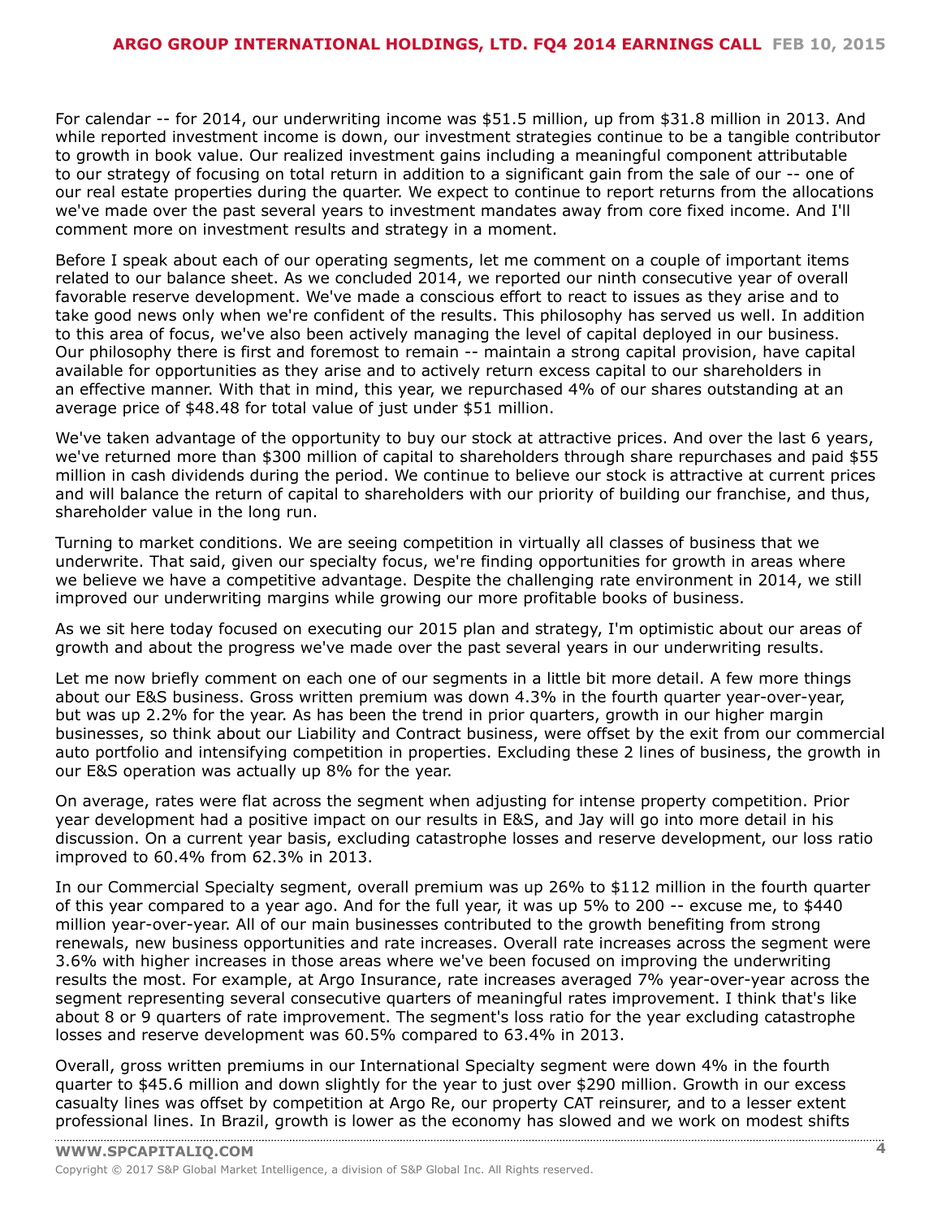For calendar -- for 2014, our underwriting income was $51.5 million, up from $31.8 million in 2013. And while reported investment income is down, our investment strategies continue to be a tangible contributor to growth in book value. Our realized investment gains including a meaningful component attributable to our strategy of focusing on total return in addition to a significant gain from the sale of our -- one of our real estate properties during the quarter. We expect to continue to report returns from the allocations we've made over the past several years to investment mandates away from core fixed income. And I'll comment more on investment results and strategy in a moment.

Before I speak about each of our operating segments, let me comment on a couple of important items related to our balance sheet. As we concluded 2014, we reported our ninth consecutive year of overall favorable reserve development. We've made a conscious effort to react to issues as they arise and to take good news only when we're confident of the results. This philosophy has served us well. In addition to this area of focus, we've also been actively managing the level of capital deployed in our business. Our philosophy there is first and foremost to remain -- maintain a strong capital provision, have capital available for opportunities as they arise and to actively return excess capital to our shareholders in an effective manner. With that in mind, this year, we repurchased 4% of our shares outstanding at an average price of $48.48 for total value of just under $51 million.

We've taken advantage of the opportunity to buy our stock at attractive prices. And over the last 6 years, we've returned more than $300 million of capital to shareholders through share repurchases and paid $55 million in cash dividends during the period. We continue to believe our stock is attractive at current prices and will balance the return of capital to shareholders with our priority of building our franchise, and thus, shareholder value in the long run.

Turning to market conditions. We are seeing competition in virtually all classes of business that we underwrite. That said, given our specialty focus, we're finding opportunities for growth in areas where we believe we have a competitive advantage. Despite the challenging rate environment in 2014, we still improved our underwriting margins while growing our more profitable books of business.

As we sit here today focused on executing our 2015 plan and strategy, I'm optimistic about our areas of growth and about the progress we've made over the past several years in our underwriting results.

Let me now briefly comment on each one of our segments in a little bit more detail. A few more things about our E&S business. Gross written premium was down 4.3% in the fourth quarter year-over-year, but was up 2.2% for the year. As has been the trend in prior quarters, growth in our higher margin businesses, so think about our Liability and Contract business, were offset by the exit from our commercial auto portfolio and intensifying competition in properties. Excluding these 2 lines of business, the growth in our E&S operation was actually up 8% for the year.

On average, rates were flat across the segment when adjusting for intense property competition. Prior year development had a positive impact on our results in E&S, and Jay will go into more detail in his discussion. On a current year basis, excluding catastrophe losses and reserve development, our loss ratio improved to 60.4% from 62.3% in 2013.

In our Commercial Specialty segment, overall premium was up 26% to $112 million in the fourth quarter of this year compared to a year ago. And for the full year, it was up 5% to 200 -- excuse me, to $440 million year-over-year. All of our main businesses contributed to the growth benefiting from strong renewals, new business opportunities and rate increases. Overall rate increases across the segment were 3.6% with higher increases in those areas where we've been focused on improving the underwriting results the most. For example, at Argo Insurance, rate increases averaged 7% year-over-year across the segment representing several consecutive quarters of meaningful rates improvement. I think that's like about 8 or 9 quarters of rate improvement. The segment's loss ratio for the year excluding catastrophe losses and reserve development was 60.5% compared to 63.4% in 2013.

Overall, gross written premiums in our International Specialty segment were down 4% in the fourth quarter to $45.6 million and down slightly for the year to just over $290 million. Growth in our excess casualty lines was offset by competition at Argo Re, our property CAT reinsurer, and to a lesser extent professional lines. In Brazil, growth is lower as the economy has slowed and we work on modest shifts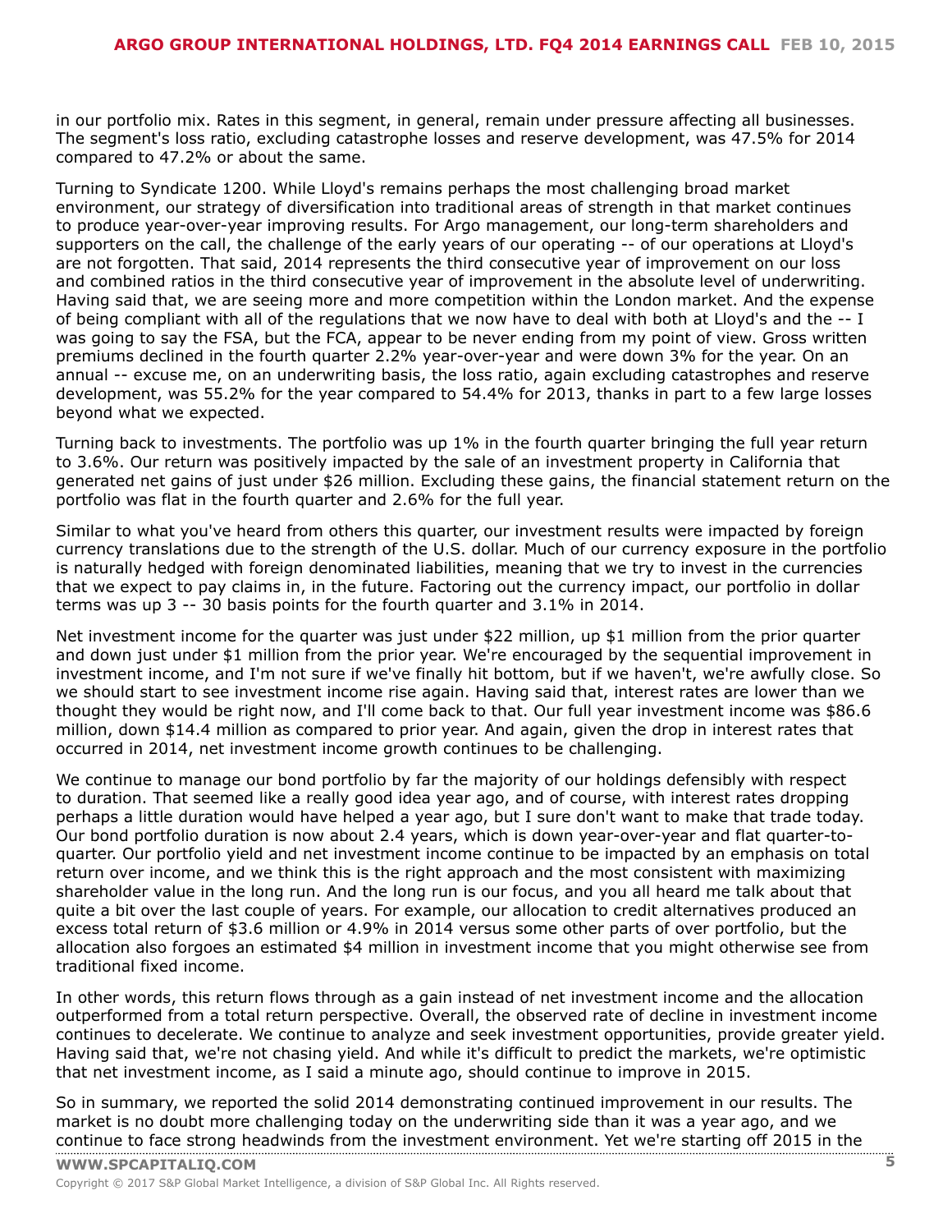in our portfolio mix. Rates in this segment, in general, remain under pressure affecting all businesses. The segment's loss ratio, excluding catastrophe losses and reserve development, was 47.5% for 2014 compared to 47.2% or about the same.

Turning to Syndicate 1200. While Lloyd's remains perhaps the most challenging broad market environment, our strategy of diversification into traditional areas of strength in that market continues to produce year-over-year improving results. For Argo management, our long-term shareholders and supporters on the call, the challenge of the early years of our operating -- of our operations at Lloyd's are not forgotten. That said, 2014 represents the third consecutive year of improvement on our loss and combined ratios in the third consecutive year of improvement in the absolute level of underwriting. Having said that, we are seeing more and more competition within the London market. And the expense of being compliant with all of the regulations that we now have to deal with both at Lloyd's and the -- I was going to say the FSA, but the FCA, appear to be never ending from my point of view. Gross written premiums declined in the fourth quarter 2.2% year-over-year and were down 3% for the year. On an annual -- excuse me, on an underwriting basis, the loss ratio, again excluding catastrophes and reserve development, was 55.2% for the year compared to 54.4% for 2013, thanks in part to a few large losses beyond what we expected.

Turning back to investments. The portfolio was up 1% in the fourth quarter bringing the full year return to 3.6%. Our return was positively impacted by the sale of an investment property in California that generated net gains of just under $26 million. Excluding these gains, the financial statement return on the portfolio was flat in the fourth quarter and 2.6% for the full year.

Similar to what you've heard from others this quarter, our investment results were impacted by foreign currency translations due to the strength of the U.S. dollar. Much of our currency exposure in the portfolio is naturally hedged with foreign denominated liabilities, meaning that we try to invest in the currencies that we expect to pay claims in, in the future. Factoring out the currency impact, our portfolio in dollar terms was up 3 -- 30 basis points for the fourth quarter and 3.1% in 2014.

Net investment income for the quarter was just under $22 million, up $1 million from the prior quarter and down just under $1 million from the prior year. We're encouraged by the sequential improvement in investment income, and I'm not sure if we've finally hit bottom, but if we haven't, we're awfully close. So we should start to see investment income rise again. Having said that, interest rates are lower than we thought they would be right now, and I'll come back to that. Our full year investment income was $86.6 million, down $14.4 million as compared to prior year. And again, given the drop in interest rates that occurred in 2014, net investment income growth continues to be challenging.

We continue to manage our bond portfolio by far the majority of our holdings defensibly with respect to duration. That seemed like a really good idea year ago, and of course, with interest rates dropping perhaps a little duration would have helped a year ago, but I sure don't want to make that trade today. Our bond portfolio duration is now about 2.4 years, which is down year-over-year and flat quarter-to-quarter. Our portfolio yield and net investment income continue to be impacted by an emphasis on total return over income, and we think this is the right approach and the most consistent with maximizing shareholder value in the long run. And the long run is our focus, and you all heard me talk about that quite a bit over the last couple of years. For example, our allocation to credit alternatives produced an excess total return of $3.6 million or 4.9% in 2014 versus some other parts of over portfolio, but the allocation also forgoes an estimated $4 million in investment income that you might otherwise see from traditional fixed income.

In other words, this return flows through as a gain instead of net investment income and the allocation outperformed from a total return perspective. Overall, the observed rate of decline in investment income continues to decelerate. We continue to analyze and seek investment opportunities, provide greater yield. Having said that, we're not chasing yield. And while it's difficult to predict the markets, we're optimistic that net investment income, as I said a minute ago, should continue to improve in 2015.

So in summary, we reported the solid 2014 demonstrating continued improvement in our results. The market is no doubt more challenging today on the underwriting side than it was a year ago, and we continue to face strong headwinds from the investment environment. Yet we're starting off 2015 in the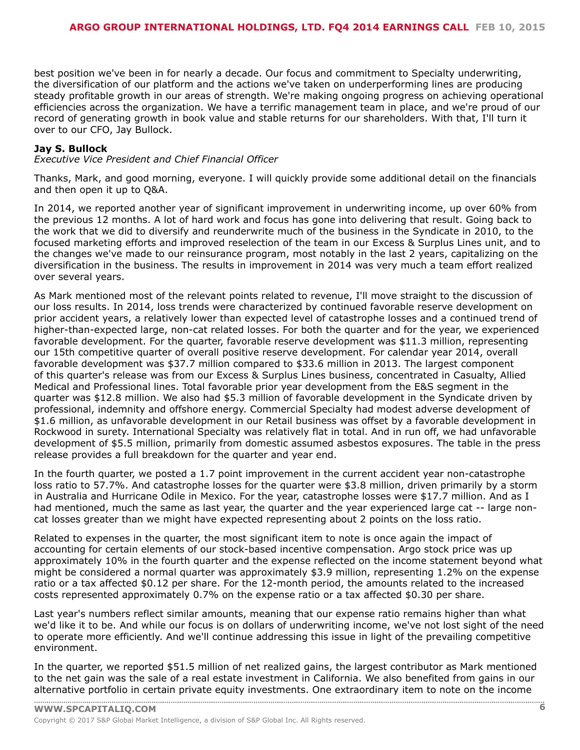best position we've been in for nearly a decade. Our focus and commitment to Specialty underwriting, the diversification of our platform and the actions we've taken on underperforming lines are producing steady profitable growth in our areas of strength. We're making ongoing progress on achieving operational efficiencies across the organization. We have a terrific management team in place, and we're proud of our record of generating growth in book value and stable returns for our shareholders. With that, I'll turn it over to our CFO, Jay Bullock.

**Jay S. Bullock**
*Executive Vice President and Chief Financial Officer*

Thanks, Mark, and good morning, everyone. I will quickly provide some additional detail on the financials and then open it up to Q&A.

In 2014, we reported another year of significant improvement in underwriting income, up over 60% from the previous 12 months. A lot of hard work and focus has gone into delivering that result. Going back to the work that we did to diversify and reunderwrite much of the business in the Syndicate in 2010, to the focused marketing efforts and improved reselection of the team in our Excess & Surplus Lines unit, and to the changes we've made to our reinsurance program, most notably in the last 2 years, capitalizing on the diversification in the business. The results in improvement in 2014 was very much a team effort realized over several years.

As Mark mentioned most of the relevant points related to revenue, I'll move straight to the discussion of our loss results. In 2014, loss trends were characterized by continued favorable reserve development on prior accident years, a relatively lower than expected level of catastrophe losses and a continued trend of higher-than-expected large, non-cat related losses. For both the quarter and for the year, we experienced favorable development. For the quarter, favorable reserve development was $11.3 million, representing our 15th competitive quarter of overall positive reserve development. For calendar year 2014, overall favorable development was $37.7 million compared to $33.6 million in 2013. The largest component of this quarter's release was from our Excess & Surplus Lines business, concentrated in Casualty, Allied Medical and Professional lines. Total favorable prior year development from the E&S segment in the quarter was $12.8 million. We also had $5.3 million of favorable development in the Syndicate driven by professional, indemnity and offshore energy. Commercial Specialty had modest adverse development of $1.6 million, as unfavorable development in our Retail business was offset by a favorable development in Rockwood in surety. International Specialty was relatively flat in total. And in run off, we had unfavorable development of $5.5 million, primarily from domestic assumed asbestos exposures. The table in the press release provides a full breakdown for the quarter and year end.

In the fourth quarter, we posted a 1.7 point improvement in the current accident year non-catastrophe loss ratio to 57.7%. And catastrophe losses for the quarter were $3.8 million, driven primarily by a storm in Australia and Hurricane Odile in Mexico. For the year, catastrophe losses were $17.7 million. And as I had mentioned, much the same as last year, the quarter and the year experienced large cat -- large non-cat losses greater than we might have expected representing about 2 points on the loss ratio.

Related to expenses in the quarter, the most significant item to note is once again the impact of accounting for certain elements of our stock-based incentive compensation. Argo stock price was up approximately 10% in the fourth quarter and the expense reflected on the income statement beyond what might be considered a normal quarter was approximately $3.9 million, representing 1.2% on the expense ratio or a tax affected $0.12 per share. For the 12-month period, the amounts related to the increased costs represented approximately 0.7% on the expense ratio or a tax affected $0.30 per share.

Last year's numbers reflect similar amounts, meaning that our expense ratio remains higher than what we'd like it to be. And while our focus is on dollars of underwriting income, we've not lost sight of the need to operate more efficiently. And we'll continue addressing this issue in light of the prevailing competitive environment.

In the quarter, we reported $51.5 million of net realized gains, the largest contributor as Mark mentioned to the net gain was the sale of a real estate investment in California. We also benefited from gains in our alternative portfolio in certain private equity investments. One extraordinary item to note on the income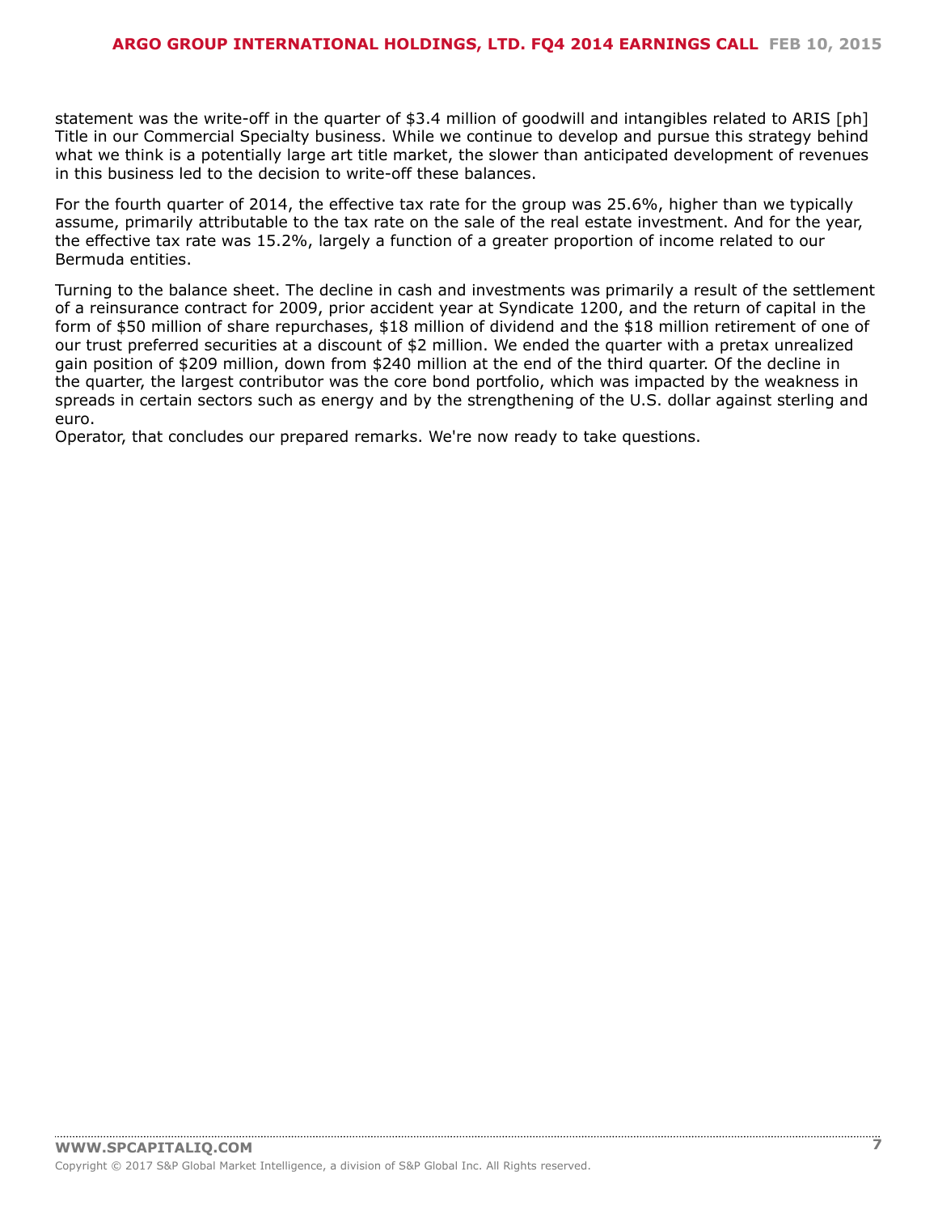statement was the write-off in the quarter of $3.4 million of goodwill and intangibles related to ARIS [ph] Title in our Commercial Specialty business. While we continue to develop and pursue this strategy behind what we think is a potentially large art title market, the slower than anticipated development of revenues in this business led to the decision to write-off these balances.

For the fourth quarter of 2014, the effective tax rate for the group was 25.6%, higher than we typically assume, primarily attributable to the tax rate on the sale of the real estate investment. And for the year, the effective tax rate was 15.2%, largely a function of a greater proportion of income related to our Bermuda entities.

Turning to the balance sheet. The decline in cash and investments was primarily a result of the settlement of a reinsurance contract for 2009, prior accident year at Syndicate 1200, and the return of capital in the form of $50 million of share repurchases, $18 million of dividend and the $18 million retirement of one of our trust preferred securities at a discount of $2 million. We ended the quarter with a pretax unrealized gain position of $209 million, down from $240 million at the end of the third quarter. Of the decline in the quarter, the largest contributor was the core bond portfolio, which was impacted by the weakness in spreads in certain sectors such as energy and by the strengthening of the U.S. dollar against sterling and euro.

Operator, that concludes our prepared remarks. We're now ready to take questions.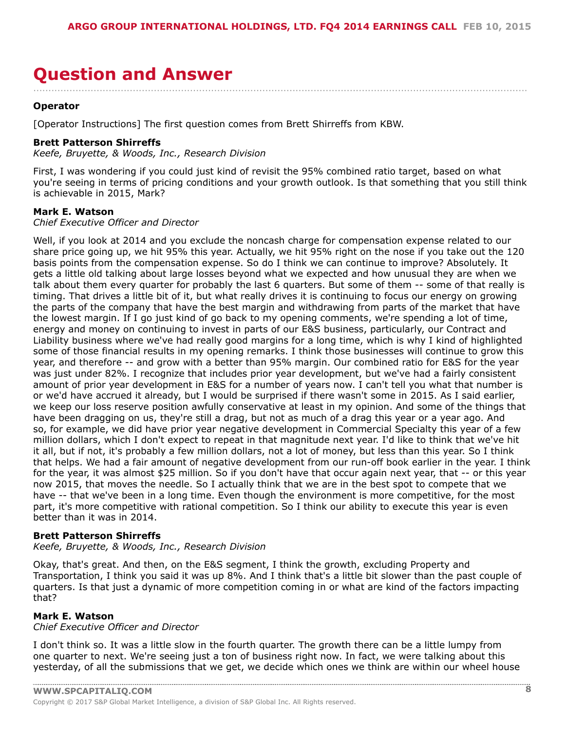# Question and Answer

**Operator**

[Operator Instructions] The first question comes from Brett Shirreffs from KBW.

**Brett Patterson Shirreffs**
*Keefe, Bruyette, & Woods, Inc., Research Division*

First, I was wondering if you could just kind of revisit the 95% combined ratio target, based on what you're seeing in terms of pricing conditions and your growth outlook. Is that something that you still think is achievable in 2015, Mark?

**Mark E. Watson**
*Chief Executive Officer and Director*

Well, if you look at 2014 and you exclude the noncash charge for compensation expense related to our share price going up, we hit 95% this year. Actually, we hit 95% right on the nose if you take out the 120 basis points from the compensation expense. So do I think we can continue to improve? Absolutely. It gets a little old talking about large losses beyond what we expected and how unusual they are when we talk about them every quarter for probably the last 6 quarters. But some of them -- some of that really is timing. That drives a little bit of it, but what really drives it is continuing to focus our energy on growing the parts of the company that have the best margin and withdrawing from parts of the market that have the lowest margin. If I go just kind of go back to my opening comments, we're spending a lot of time, energy and money on continuing to invest in parts of our E&S business, particularly, our Contract and Liability business where we've had really good margins for a long time, which is why I kind of highlighted some of those financial results in my opening remarks. I think those businesses will continue to grow this year, and therefore -- and grow with a better than 95% margin. Our combined ratio for E&S for the year was just under 82%. I recognize that includes prior year development, but we've had a fairly consistent amount of prior year development in E&S for a number of years now. I can't tell you what that number is or we'd have accrued it already, but I would be surprised if there wasn't some in 2015. As I said earlier, we keep our loss reserve position awfully conservative at least in my opinion. And some of the things that have been dragging on us, they're still a drag, but not as much of a drag this year or a year ago. And so, for example, we did have prior year negative development in Commercial Specialty this year of a few million dollars, which I don't expect to repeat in that magnitude next year. I'd like to think that we've hit it all, but if not, it's probably a few million dollars, not a lot of money, but less than this year. So I think that helps. We had a fair amount of negative development from our run-off book earlier in the year. I think for the year, it was almost $25 million. So if you don't have that occur again next year, that -- or this year now 2015, that moves the needle. So I actually think that we are in the best spot to compete that we have -- that we've been in a long time. Even though the environment is more competitive, for the most part, it's more competitive with rational competition. So I think our ability to execute this year is even better than it was in 2014.

**Brett Patterson Shirreffs**
*Keefe, Bruyette, & Woods, Inc., Research Division*

Okay, that's great. And then, on the E&S segment, I think the growth, excluding Property and Transportation, I think you said it was up 8%. And I think that's a little bit slower than the past couple of quarters. Is that just a dynamic of more competition coming in or what are kind of the factors impacting that?

**Mark E. Watson**
*Chief Executive Officer and Director*

I don't think so. It was a little slow in the fourth quarter. The growth there can be a little lumpy from one quarter to next. We're seeing just a ton of business right now. In fact, we were talking about this yesterday, of all the submissions that we get, we decide which ones we think are within our wheel house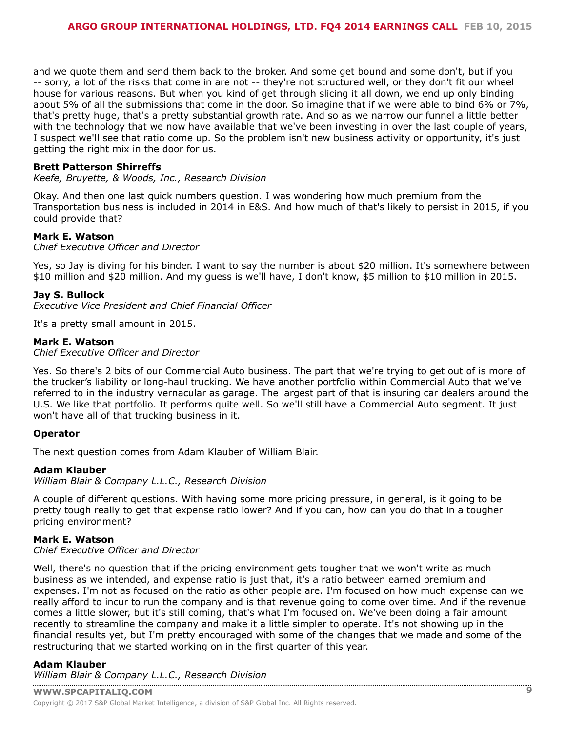and we quote them and send them back to the broker. And some get bound and some don't, but if you -- sorry, a lot of the risks that come in are not -- they're not structured well, or they don't fit our wheel house for various reasons. But when you kind of get through slicing it all down, we end up only binding about 5% of all the submissions that come in the door. So imagine that if we were able to bind 6% or 7%, that's pretty huge, that's a pretty substantial growth rate. And so as we narrow our funnel a little better with the technology that we now have available that we've been investing in over the last couple of years, I suspect we'll see that ratio come up. So the problem isn't new business activity or opportunity, it's just getting the right mix in the door for us.

**Brett Patterson Shirreffs**
*Keefe, Bruyette, & Woods, Inc., Research Division*

Okay. And then one last quick numbers question. I was wondering how much premium from the Transportation business is included in 2014 in E&S. And how much of that's likely to persist in 2015, if you could provide that?

**Mark E. Watson**
*Chief Executive Officer and Director*

Yes, so Jay is diving for his binder. I want to say the number is about $20 million. It's somewhere between $10 million and $20 million. And my guess is we'll have, I don't know, $5 million to $10 million in 2015.

**Jay S. Bullock**
*Executive Vice President and Chief Financial Officer*

It's a pretty small amount in 2015.

**Mark E. Watson**
*Chief Executive Officer and Director*

Yes. So there's 2 bits of our Commercial Auto business. The part that we're trying to get out of is more of the trucker's liability or long-haul trucking. We have another portfolio within Commercial Auto that we've referred to in the industry vernacular as garage. The largest part of that is insuring car dealers around the U.S. We like that portfolio. It performs quite well. So we'll still have a Commercial Auto segment. It just won't have all of that trucking business in it.

**Operator**

The next question comes from Adam Klauber of William Blair.

**Adam Klauber**
*William Blair & Company L.L.C., Research Division*

A couple of different questions. With having some more pricing pressure, in general, is it going to be pretty tough really to get that expense ratio lower? And if you can, how can you do that in a tougher pricing environment?

**Mark E. Watson**
*Chief Executive Officer and Director*

Well, there's no question that if the pricing environment gets tougher that we won't write as much business as we intended, and expense ratio is just that, it's a ratio between earned premium and expenses. I'm not as focused on the ratio as other people are. I'm focused on how much expense can we really afford to incur to run the company and is that revenue going to come over time. And if the revenue comes a little slower, but it's still coming, that's what I'm focused on. We've been doing a fair amount recently to streamline the company and make it a little simpler to operate. It's not showing up in the financial results yet, but I'm pretty encouraged with some of the changes that we made and some of the restructuring that we started working on in the first quarter of this year.

**Adam Klauber**
*William Blair & Company L.L.C., Research Division*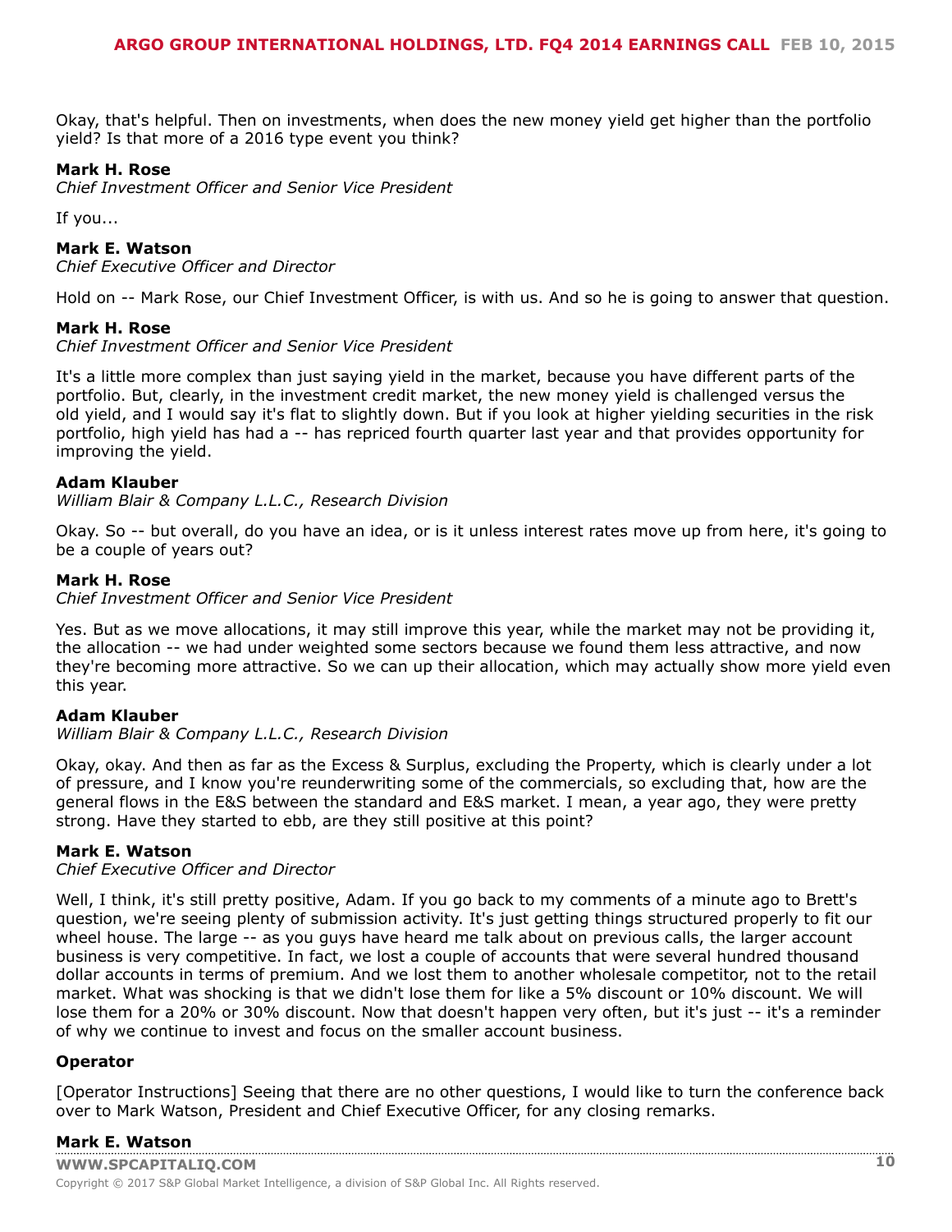Okay, that's helpful. Then on investments, when does the new money yield get higher than the portfolio yield? Is that more of a 2016 type event you think?

**Mark H. Rose**
*Chief Investment Officer and Senior Vice President*

If you...

**Mark E. Watson**
*Chief Executive Officer and Director*

Hold on -- Mark Rose, our Chief Investment Officer, is with us. And so he is going to answer that question.

**Mark H. Rose**
*Chief Investment Officer and Senior Vice President*

It's a little more complex than just saying yield in the market, because you have different parts of the portfolio. But, clearly, in the investment credit market, the new money yield is challenged versus the old yield, and I would say it's flat to slightly down. But if you look at higher yielding securities in the risk portfolio, high yield has had a -- has repriced fourth quarter last year and that provides opportunity for improving the yield.

**Adam Klauber**
*William Blair & Company L.L.C., Research Division*

Okay. So -- but overall, do you have an idea, or is it unless interest rates move up from here, it's going to be a couple of years out?

**Mark H. Rose**
*Chief Investment Officer and Senior Vice President*

Yes. But as we move allocations, it may still improve this year, while the market may not be providing it, the allocation -- we had under weighted some sectors because we found them less attractive, and now they're becoming more attractive. So we can up their allocation, which may actually show more yield even this year.

**Adam Klauber**
*William Blair & Company L.L.C., Research Division*

Okay, okay. And then as far as the Excess & Surplus, excluding the Property, which is clearly under a lot of pressure, and I know you're reunderwriting some of the commercials, so excluding that, how are the general flows in the E&S between the standard and E&S market. I mean, a year ago, they were pretty strong. Have they started to ebb, are they still positive at this point?

**Mark E. Watson**
*Chief Executive Officer and Director*

Well, I think, it's still pretty positive, Adam. If you go back to my comments of a minute ago to Brett's question, we're seeing plenty of submission activity. It's just getting things structured properly to fit our wheel house. The large -- as you guys have heard me talk about on previous calls, the larger account business is very competitive. In fact, we lost a couple of accounts that were several hundred thousand dollar accounts in terms of premium. And we lost them to another wholesale competitor, not to the retail market. What was shocking is that we didn't lose them for like a 5% discount or 10% discount. We will lose them for a 20% or 30% discount. Now that doesn't happen very often, but it's just -- it's a reminder of why we continue to invest and focus on the smaller account business.

**Operator**

[Operator Instructions] Seeing that there are no other questions, I would like to turn the conference back over to Mark Watson, President and Chief Executive Officer, for any closing remarks.

**Mark E. Watson**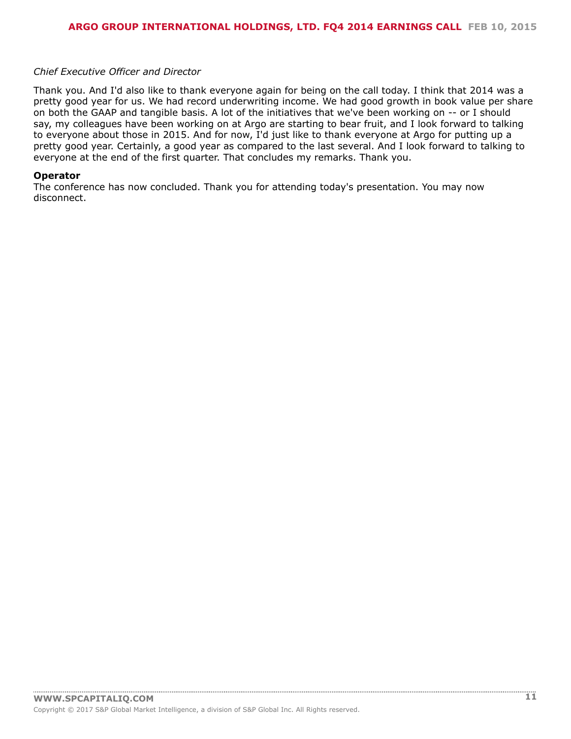*Chief Executive Officer and Director*

Thank you. And I'd also like to thank everyone again for being on the call today. I think that 2014 was a pretty good year for us. We had record underwriting income. We had good growth in book value per share on both the GAAP and tangible basis. A lot of the initiatives that we've been working on -- or I should say, my colleagues have been working on at Argo are starting to bear fruit, and I look forward to talking to everyone about those in 2015. And for now, I'd just like to thank everyone at Argo for putting up a pretty good year. Certainly, a good year as compared to the last several. And I look forward to talking to everyone at the end of the first quarter. That concludes my remarks. Thank you.

**Operator**

The conference has now concluded. Thank you for attending today's presentation. You may now disconnect.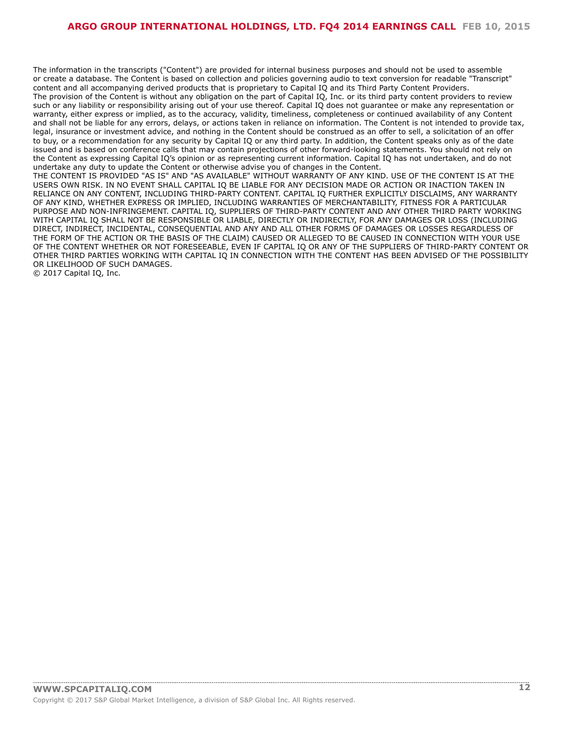The information in the transcripts ("Content") are provided for internal business purposes and should not be used to assemble or create a database. The Content is based on collection and policies governing audio to text conversion for readable "Transcript" content and all accompanying derived products that is proprietary to Capital IQ and its Third Party Content Providers.

The provision of the Content is without any obligation on the part of Capital IQ, Inc. or its third party content providers to review such or any liability or responsibility arising out of your use thereof. Capital IQ does not guarantee or make any representation or warranty, either express or implied, as to the accuracy, validity, timeliness, completeness or continued availability of any Content and shall not be liable for any errors, delays, or actions taken in reliance on information. The Content is not intended to provide tax, legal, insurance or investment advice, and nothing in the Content should be construed as an offer to sell, a solicitation of an offer to buy, or a recommendation for any security by Capital IQ or any third party. In addition, the Content speaks only as of the date issued and is based on conference calls that may contain projections of other forward-looking statements. You should not rely on the Content as expressing Capital IQ's opinion or as representing current information. Capital IQ has not undertaken, and do not undertake any duty to update the Content or otherwise advise you of changes in the Content.

THE CONTENT IS PROVIDED "AS IS" AND "AS AVAILABLE" WITHOUT WARRANTY OF ANY KIND. USE OF THE CONTENT IS AT THE USERS OWN RISK. IN NO EVENT SHALL CAPITAL IQ BE LIABLE FOR ANY DECISION MADE OR ACTION OR INACTION TAKEN IN RELIANCE ON ANY CONTENT, INCLUDING THIRD-PARTY CONTENT. CAPITAL IQ FURTHER EXPLICITLY DISCLAIMS, ANY WARRANTY OF ANY KIND, WHETHER EXPRESS OR IMPLIED, INCLUDING WARRANTIES OF MERCHANTABILITY, FITNESS FOR A PARTICULAR PURPOSE AND NON-INFRINGEMENT. CAPITAL IQ, SUPPLIERS OF THIRD-PARTY CONTENT AND ANY OTHER THIRD PARTY WORKING WITH CAPITAL IQ SHALL NOT BE RESPONSIBLE OR LIABLE, DIRECTLY OR INDIRECTLY, FOR ANY DAMAGES OR LOSS (INCLUDING DIRECT, INDIRECT, INCIDENTAL, CONSEQUENTIAL AND ANY AND ALL OTHER FORMS OF DAMAGES OR LOSSES REGARDLESS OF THE FORM OF THE ACTION OR THE BASIS OF THE CLAIM) CAUSED OR ALLEGED TO BE CAUSED IN CONNECTION WITH YOUR USE OF THE CONTENT WHETHER OR NOT FORESEEABLE, EVEN IF CAPITAL IQ OR ANY OF THE SUPPLIERS OF THIRD-PARTY CONTENT OR OTHER THIRD PARTIES WORKING WITH CAPITAL IQ IN CONNECTION WITH THE CONTENT HAS BEEN ADVISED OF THE POSSIBILITY OR LIKELIHOOD OF SUCH DAMAGES.

© 2017 Capital IQ, Inc.